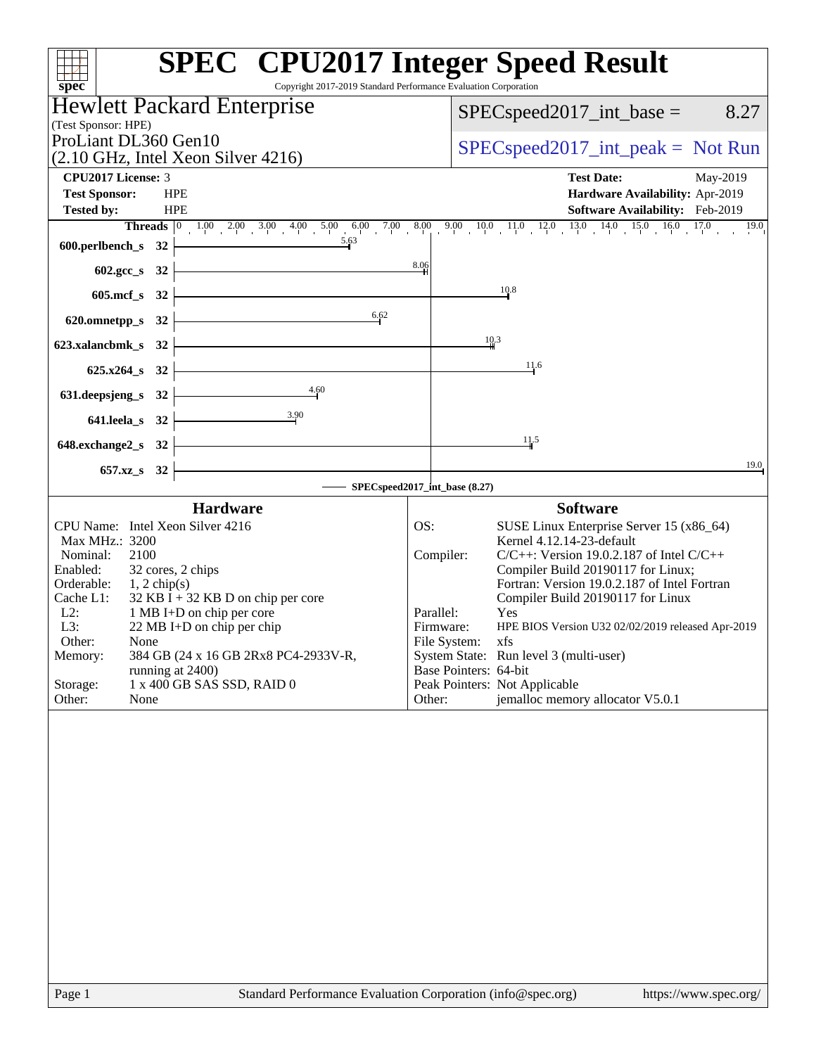# SPEC CPU2017 Integer Speed Result

Copyright 2017-2019 Standard Performance Evaluation Corporation

**Hewlett Packard Enterprise**
(Test Sponsor: HPE)

ProLiant DL360 Gen10
(2.10 GHz, Intel Xeon Silver 4216)

SPECspeed2017_int_base = 8.27

SPECspeed2017_int_peak = Not Run

| | | | |
|---|---|---|---|
| **CPU2017 License:** | 3 | **Test Date:** | May-2019 |
| **Test Sponsor:** | HPE | **Hardware Availability:** | Apr-2019 |
| **Tested by:** | HPE | **Software Availability:** | Feb-2019 |

| Benchmark | Threads | SPECspeed2017_int_base (8.27) |
|---|---|---|
| 600.perlbench_s | 32 | 5.63 |
| 602.gcc_s | 32 | 8.06 |
| 605.mcf_s | 32 | 10.8 |
| 620.omnetpp_s | 32 | 6.62 |
| 623.xalancbmk_s | 32 | 10.3 |
| 625.x264_s | 32 | 11.6 |
| 631.deepsjeng_s | 32 | 4.60 |
| 641.leela_s | 32 | 3.90 |
| 648.exchange2_s | 32 | 11.5 |
| 657.xz_s | 32 | 19.0 |

## Hardware

| | |
|---|---|
| CPU Name: | Intel Xeon Silver 4216 |
| Max MHz.: | 3200 |
| Nominal: | 2100 |
| Enabled: | 32 cores, 2 chips |
| Orderable: | 1, 2 chip(s) |
| Cache L1: | 32 KB I + 32 KB D on chip per core |
| L2: | 1 MB I+D on chip per core |
| L3: | 22 MB I+D on chip per chip |
| Other: | None |
| Memory: | 384 GB (24 x 16 GB 2Rx8 PC4-2933V-R, running at 2400) |
| Storage: | 1 x 400 GB SAS SSD, RAID 0 |
| Other: | None |

## Software

| | |
|---|---|
| OS: | SUSE Linux Enterprise Server 15 (x86_64) Kernel 4.12.14-23-default |
| Compiler: | C/C++: Version 19.0.2.187 of Intel C/C++ Compiler Build 20190117 for Linux; Fortran: Version 19.0.2.187 of Intel Fortran Compiler Build 20190117 for Linux |
| Parallel: | Yes |
| Firmware: | HPE BIOS Version U32 02/02/2019 released Apr-2019 |
| File System: | xfs |
| System State: | Run level 3 (multi-user) |
| Base Pointers: | 64-bit |
| Peak Pointers: | Not Applicable |
| Other: | jemalloc memory allocator V5.0.1 |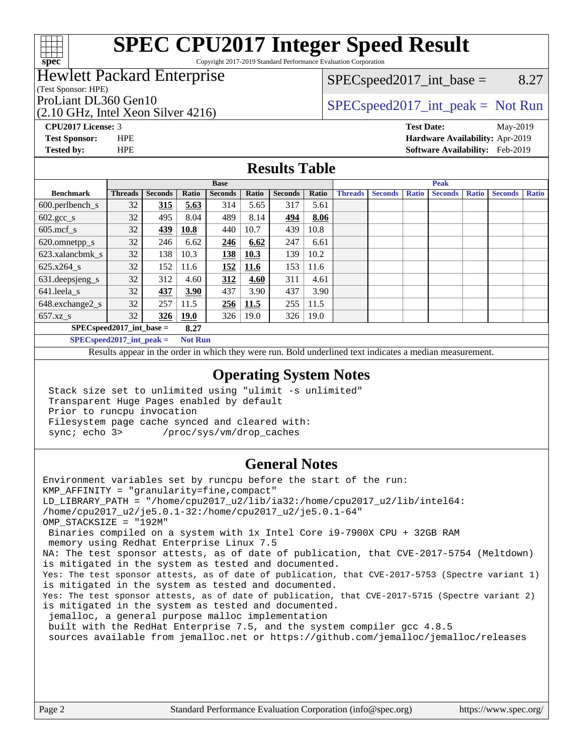# SPEC CPU2017 Integer Speed Result

Copyright 2017-2019 Standard Performance Evaluation Corporation

## Hewlett Packard Enterprise

(Test Sponsor: HPE)

ProLiant DL360 Gen10

(2.10 GHz, Intel Xeon Silver 4216)

SPECspeed2017_int_base = 8.27

SPECspeed2017_int_peak = Not Run

**CPU2017 License:** 3
**Test Sponsor:** HPE
**Tested by:** HPE

**Test Date:** May-2019
**Hardware Availability:** Apr-2019
**Software Availability:** Feb-2019

## Results Table

| Benchmark | Base | | | | | | | Peak | | | | | | |
|---|---|---|---|---|---|---|---|---|---|---|---|---|---|---|
| | Threads | Seconds | Ratio | Seconds | Ratio | Seconds | Ratio | Threads | Seconds | Ratio | Seconds | Ratio | Seconds | Ratio |
| 600.perlbench_s | 32 | **315** | **5.63** | 314 | 5.65 | 317 | 5.61 | | | | | | | |
| 602.gcc_s | 32 | 495 | 8.04 | 489 | 8.14 | **494** | **8.06** | | | | | | | |
| 605.mcf_s | 32 | **439** | **10.8** | 440 | 10.7 | 439 | 10.8 | | | | | | | |
| 620.omnetpp_s | 32 | 246 | 6.62 | **246** | **6.62** | 247 | 6.61 | | | | | | | |
| 623.xalancbmk_s | 32 | 138 | 10.3 | **138** | **10.3** | 139 | 10.2 | | | | | | | |
| 625.x264_s | 32 | 152 | 11.6 | **152** | **11.6** | 153 | 11.6 | | | | | | | |
| 631.deepsjeng_s | 32 | 312 | 4.60 | **312** | **4.60** | 311 | 4.61 | | | | | | | |
| 641.leela_s | 32 | **437** | **3.90** | 437 | 3.90 | 437 | 3.90 | | | | | | | |
| 648.exchange2_s | 32 | 257 | 11.5 | **256** | **11.5** | 255 | 11.5 | | | | | | | |
| 657.xz_s | 32 | **326** | **19.0** | 326 | 19.0 | 326 | 19.0 | | | | | | | |

**SPECspeed2017_int_base = 8.27**

**SPECspeed2017_int_peak = Not Run**

Results appear in the order in which they were run. Bold underlined text indicates a median measurement.

## Operating System Notes

```
Stack size set to unlimited using "ulimit -s unlimited"
Transparent Huge Pages enabled by default
Prior to runcpu invocation
Filesystem page cache synced and cleared with:
sync; echo 3>       /proc/sys/vm/drop_caches
```

## General Notes

```
Environment variables set by runcpu before the start of the run:
KMP_AFFINITY = "granularity=fine,compact"
LD_LIBRARY_PATH = "/home/cpu2017_u2/lib/ia32:/home/cpu2017_u2/lib/intel64:
/home/cpu2017_u2/je5.0.1-32:/home/cpu2017_u2/je5.0.1-64"
OMP_STACKSIZE = "192M"
 Binaries compiled on a system with 1x Intel Core i9-7900X CPU + 32GB RAM
 memory using Redhat Enterprise Linux 7.5
NA: The test sponsor attests, as of date of publication, that CVE-2017-5754 (Meltdown)
is mitigated in the system as tested and documented.
Yes: The test sponsor attests, as of date of publication, that CVE-2017-5753 (Spectre variant 1)
is mitigated in the system as tested and documented.
Yes: The test sponsor attests, as of date of publication, that CVE-2017-5715 (Spectre variant 2)
is mitigated in the system as tested and documented.
 jemalloc, a general purpose malloc implementation
 built with the RedHat Enterprise 7.5, and the system compiler gcc 4.8.5
 sources available from jemalloc.net or https://github.com/jemalloc/jemalloc/releases
```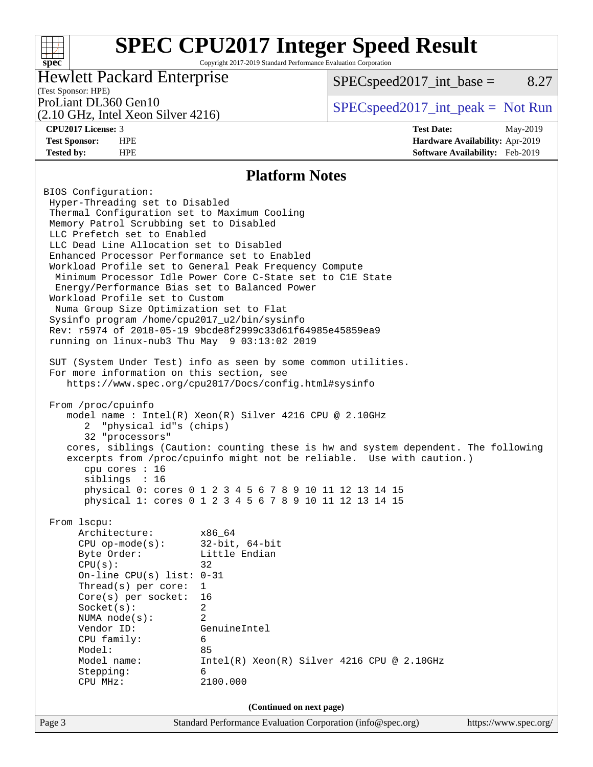# SPEC CPU2017 Integer Speed Result

Copyright 2017-2019 Standard Performance Evaluation Corporation

**Hewlett Packard Enterprise**
(Test Sponsor: HPE)

ProLiant DL360 Gen10
(2.10 GHz, Intel Xeon Silver 4216)

SPECspeed2017_int_base = 8.27

SPECspeed2017_int_peak = Not Run

| | | | |
|---|---|---|---|
| **CPU2017 License:** | 3 | **Test Date:** | May-2019 |
| **Test Sponsor:** | HPE | **Hardware Availability:** | Apr-2019 |
| **Tested by:** | HPE | **Software Availability:** | Feb-2019 |

## Platform Notes

```
BIOS Configuration:
 Hyper-Threading set to Disabled
 Thermal Configuration set to Maximum Cooling
 Memory Patrol Scrubbing set to Disabled
 LLC Prefetch set to Enabled
 LLC Dead Line Allocation set to Disabled
 Enhanced Processor Performance set to Enabled
 Workload Profile set to General Peak Frequency Compute
  Minimum Processor Idle Power Core C-State set to C1E State
  Energy/Performance Bias set to Balanced Power
 Workload Profile set to Custom
  Numa Group Size Optimization set to Flat
 Sysinfo program /home/cpu2017_u2/bin/sysinfo
 Rev: r5974 of 2018-05-19 9bcde8f2999c33d61f64985e45859ea9
 running on linux-nub3 Thu May  9 03:13:02 2019

 SUT (System Under Test) info as seen by some common utilities.
 For more information on this section, see
    https://www.spec.org/cpu2017/Docs/config.html#sysinfo

 From /proc/cpuinfo
    model name : Intel(R) Xeon(R) Silver 4216 CPU @ 2.10GHz
       2  "physical id"s (chips)
       32 "processors"
    cores, siblings (Caution: counting these is hw and system dependent. The following
    excerpts from /proc/cpuinfo might not be reliable.  Use with caution.)
       cpu cores : 16
       siblings  : 16
       physical 0: cores 0 1 2 3 4 5 6 7 8 9 10 11 12 13 14 15
       physical 1: cores 0 1 2 3 4 5 6 7 8 9 10 11 12 13 14 15

 From lscpu:
      Architecture:        x86_64
      CPU op-mode(s):      32-bit, 64-bit
      Byte Order:          Little Endian
      CPU(s):              32
      On-line CPU(s) list: 0-31
      Thread(s) per core:  1
      Core(s) per socket:  16
      Socket(s):           2
      NUMA node(s):        2
      Vendor ID:           GenuineIntel
      CPU family:          6
      Model:               85
      Model name:          Intel(R) Xeon(R) Silver 4216 CPU @ 2.10GHz
      Stepping:            6
      CPU MHz:             2100.000
```

(Continued on next page)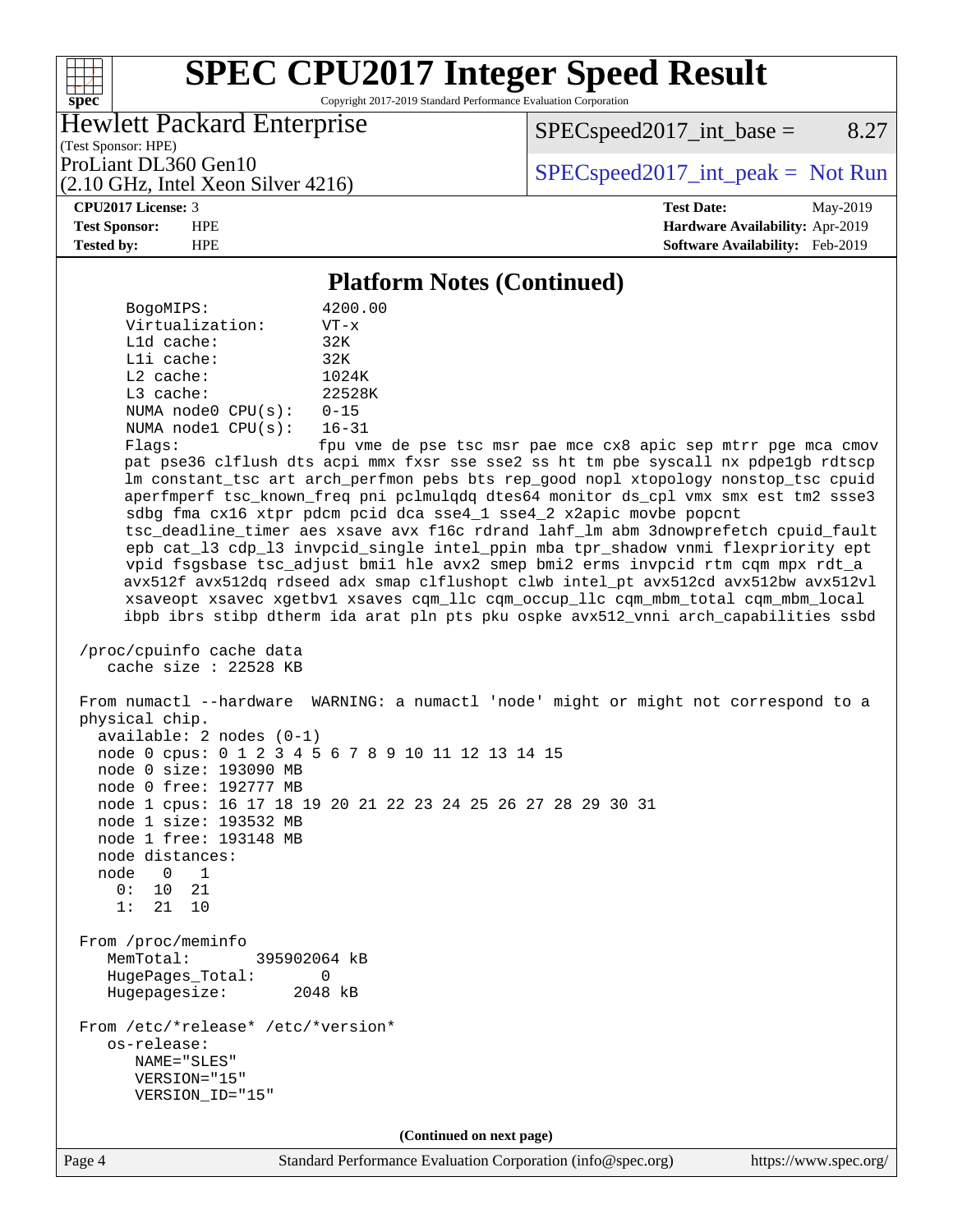## Platform Notes (Continued)

```
     BogoMIPS:              4200.00
     Virtualization:        VT-x
     L1d cache:             32K
     L1i cache:             32K
     L2 cache:              1024K
     L3 cache:              22528K
     NUMA node0 CPU(s):     0-15
     NUMA node1 CPU(s):     16-31
     Flags:                 fpu vme de pse tsc msr pae mce cx8 apic sep mtrr pge mca cmov
     pat pse36 clflush dts acpi mmx fxsr sse sse2 ss ht tm pbe syscall nx pdpe1gb rdtscp
     lm constant_tsc art arch_perfmon pebs bts rep_good nopl xtopology nonstop_tsc cpuid
     aperfmperf tsc_known_freq pni pclmulqdq dtes64 monitor ds_cpl vmx smx est tm2 ssse3
     sdbg fma cx16 xtpr pdcm pcid dca sse4_1 sse4_2 x2apic movbe popcnt
     tsc_deadline_timer aes xsave avx f16c rdrand lahf_lm abm 3dnowprefetch cpuid_fault
     epb cat_l3 cdp_l3 invpcid_single intel_ppin mba tpr_shadow vnmi flexpriority ept
     vpid fsgsbase tsc_adjust bmi1 hle avx2 smep bmi2 erms invpcid rtm cqm mpx rdt_a
     avx512f avx512dq rdseed adx smap clflushopt clwb intel_pt avx512cd avx512bw avx512vl
     xsaveopt xsavec xgetbv1 xsaves cqm_llc cqm_occup_llc cqm_mbm_total cqm_mbm_local
     ibpb ibrs stibp dtherm ida arat pln pts pku ospke avx512_vnni arch_capabilities ssbd

 /proc/cpuinfo cache data
    cache size : 22528 KB

 From numactl --hardware  WARNING: a numactl 'node' might or might not correspond to a
 physical chip.
   available: 2 nodes (0-1)
   node 0 cpus: 0 1 2 3 4 5 6 7 8 9 10 11 12 13 14 15
   node 0 size: 193090 MB
   node 0 free: 192777 MB
   node 1 cpus: 16 17 18 19 20 21 22 23 24 25 26 27 28 29 30 31
   node 1 size: 193532 MB
   node 1 free: 193148 MB
   node distances:
   node   0   1
     0:  10  21
     1:  21  10

 From /proc/meminfo
    MemTotal:       395902064 kB
    HugePages_Total:       0
    Hugepagesize:       2048 kB

 From /etc/*release* /etc/*version*
    os-release:
       NAME="SLES"
       VERSION="15"
       VERSION_ID="15"
```

(Continued on next page)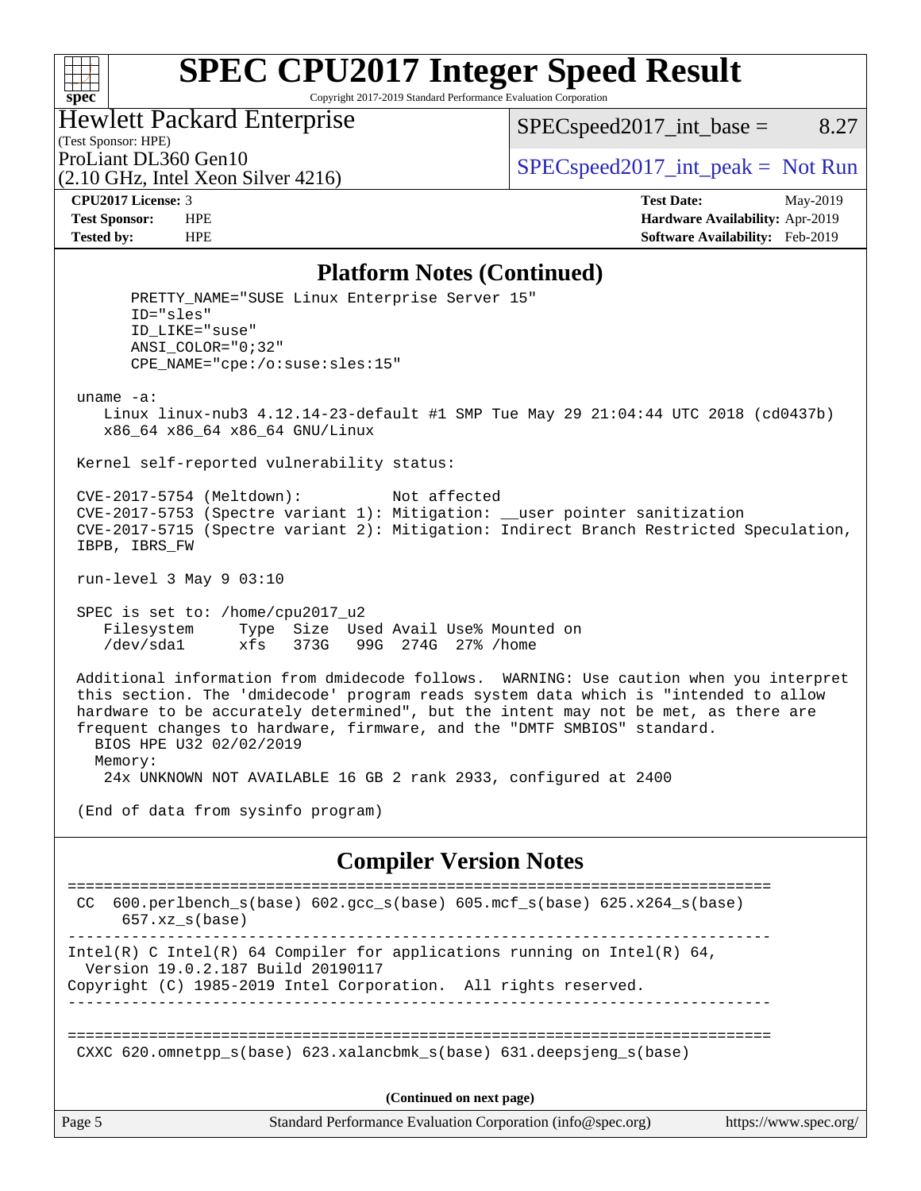# SPEC CPU2017 Integer Speed Result

Copyright 2017-2019 Standard Performance Evaluation Corporation

**Hewlett Packard Enterprise**
(Test Sponsor: HPE)
ProLiant DL360 Gen10
(2.10 GHz, Intel Xeon Silver 4216)

SPECspeed2017_int_base = 8.27

SPECspeed2017_int_peak = Not Run

| | | | |
|---|---|---|---|
| **CPU2017 License:** | 3 | **Test Date:** | May-2019 |
| **Test Sponsor:** | HPE | **Hardware Availability:** | Apr-2019 |
| **Tested by:** | HPE | **Software Availability:** | Feb-2019 |

## Platform Notes (Continued)

```
      PRETTY_NAME="SUSE Linux Enterprise Server 15"
      ID="sles"
      ID_LIKE="suse"
      ANSI_COLOR="0;32"
      CPE_NAME="cpe:/o:suse:sles:15"

 uname -a:
    Linux linux-nub3 4.12.14-23-default #1 SMP Tue May 29 21:04:44 UTC 2018 (cd0437b)
    x86_64 x86_64 x86_64 GNU/Linux

 Kernel self-reported vulnerability status:

 CVE-2017-5754 (Meltdown):          Not affected
 CVE-2017-5753 (Spectre variant 1): Mitigation: __user pointer sanitization
 CVE-2017-5715 (Spectre variant 2): Mitigation: Indirect Branch Restricted Speculation,
 IBPB, IBRS_FW

 run-level 3 May 9 03:10

 SPEC is set to: /home/cpu2017_u2
    Filesystem     Type  Size  Used Avail Use% Mounted on
    /dev/sda1      xfs   373G   99G  274G  27% /home

 Additional information from dmidecode follows.  WARNING: Use caution when you interpret
 this section. The 'dmidecode' program reads system data which is "intended to allow
 hardware to be accurately determined", but the intent may not be met, as there are
 frequent changes to hardware, firmware, and the "DMTF SMBIOS" standard.
   BIOS HPE U32 02/02/2019
   Memory:
    24x UNKNOWN NOT AVAILABLE 16 GB 2 rank 2933, configured at 2400

 (End of data from sysinfo program)
```

## Compiler Version Notes

```
==============================================================================
 CC  600.perlbench_s(base) 602.gcc_s(base) 605.mcf_s(base) 625.x264_s(base)
      657.xz_s(base)
------------------------------------------------------------------------------
Intel(R) C Intel(R) 64 Compiler for applications running on Intel(R) 64,
  Version 19.0.2.187 Build 20190117
Copyright (C) 1985-2019 Intel Corporation.  All rights reserved.
------------------------------------------------------------------------------

==============================================================================
 CXXC 620.omnetpp_s(base) 623.xalancbmk_s(base) 631.deepsjeng_s(base)
```

(Continued on next page)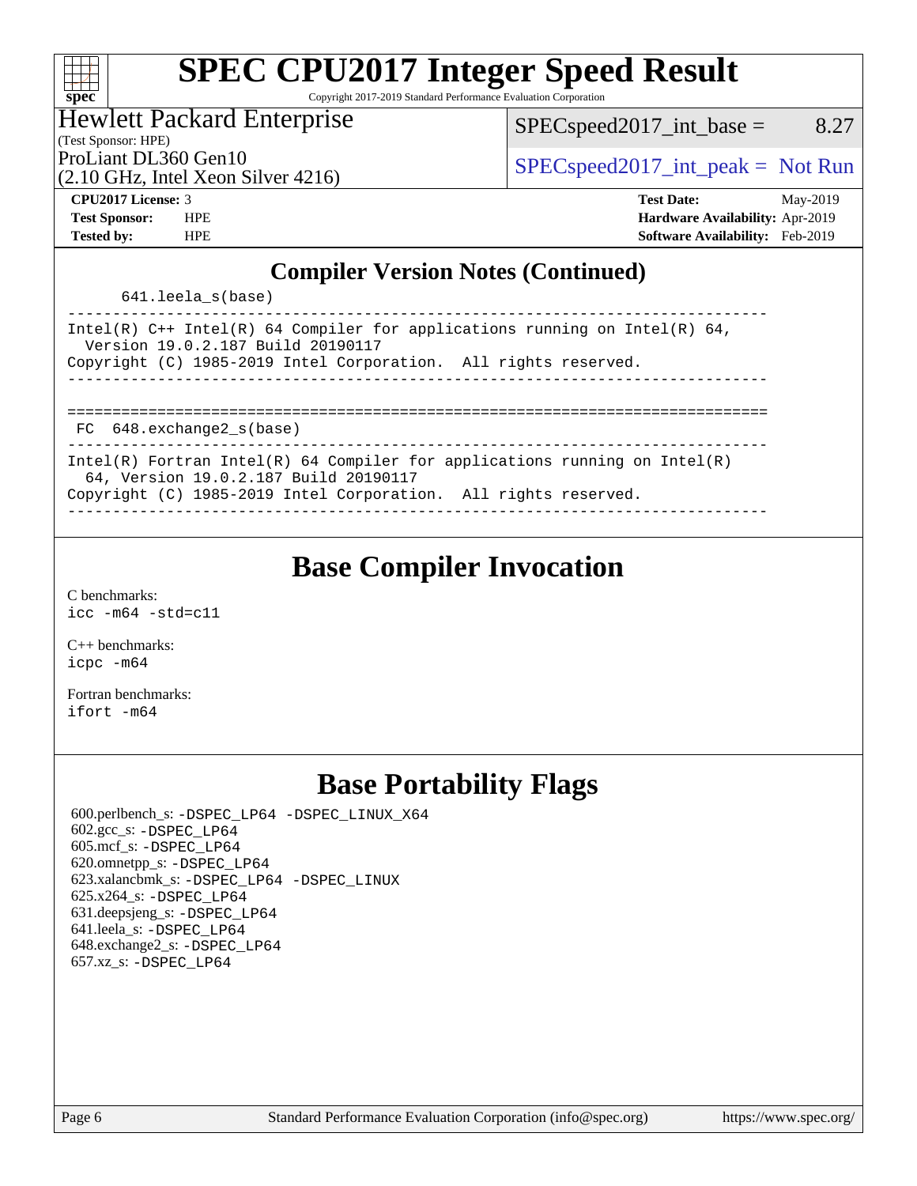# SPEC CPU2017 Integer Speed Result

Copyright 2017-2019 Standard Performance Evaluation Corporation

Hewlett Packard Enterprise
(Test Sponsor: HPE)
ProLiant DL360 Gen10
(2.10 GHz, Intel Xeon Silver 4216)

SPECspeed2017_int_base = 8.27

SPECspeed2017_int_peak = Not Run

**CPU2017 License:** 3
**Test Sponsor:** HPE
**Tested by:** HPE

**Test Date:** May-2019
**Hardware Availability:** Apr-2019
**Software Availability:** Feb-2019

## Compiler Version Notes (Continued)

```
      641.leela_s(base)
------------------------------------------------------------------------------
Intel(R) C++ Intel(R) 64 Compiler for applications running on Intel(R) 64,
  Version 19.0.2.187 Build 20190117
Copyright (C) 1985-2019 Intel Corporation.  All rights reserved.
------------------------------------------------------------------------------

==============================================================================
 FC  648.exchange2_s(base)
------------------------------------------------------------------------------
Intel(R) Fortran Intel(R) 64 Compiler for applications running on Intel(R)
  64, Version 19.0.2.187 Build 20190117
Copyright (C) 1985-2019 Intel Corporation.  All rights reserved.
------------------------------------------------------------------------------
```

## Base Compiler Invocation

C benchmarks:
`icc -m64 -std=c11`

C++ benchmarks:
`icpc -m64`

Fortran benchmarks:
`ifort -m64`

## Base Portability Flags

600.perlbench_s: `-DSPEC_LP64 -DSPEC_LINUX_X64`
602.gcc_s: `-DSPEC_LP64`
605.mcf_s: `-DSPEC_LP64`
620.omnetpp_s: `-DSPEC_LP64`
623.xalancbmk_s: `-DSPEC_LP64 -DSPEC_LINUX`
625.x264_s: `-DSPEC_LP64`
631.deepsjeng_s: `-DSPEC_LP64`
641.leela_s: `-DSPEC_LP64`
648.exchange2_s: `-DSPEC_LP64`
657.xz_s: `-DSPEC_LP64`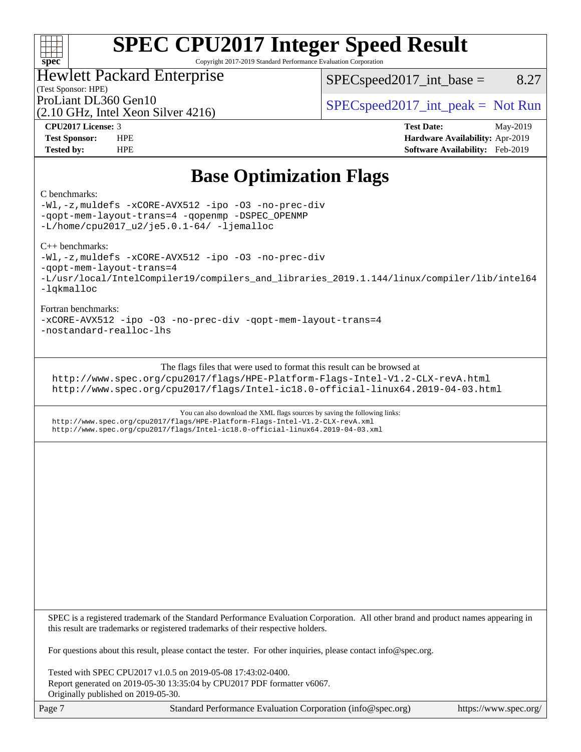# SPEC CPU2017 Integer Speed Result

Copyright 2017-2019 Standard Performance Evaluation Corporation

Hewlett Packard Enterprise
(Test Sponsor: HPE)
ProLiant DL360 Gen10
(2.10 GHz, Intel Xeon Silver 4216)

SPECspeed2017_int_base = 8.27

SPECspeed2017_int_peak = Not Run

**CPU2017 License:** 3
**Test Sponsor:** HPE
**Tested by:** HPE

**Test Date:** May-2019
**Hardware Availability:** Apr-2019
**Software Availability:** Feb-2019

## Base Optimization Flags

C benchmarks:

```
-Wl,-z,muldefs -xCORE-AVX512 -ipo -O3 -no-prec-div
-qopt-mem-layout-trans=4 -qopenmp -DSPEC_OPENMP
-L/home/cpu2017_u2/je5.0.1-64/ -ljemalloc
```

C++ benchmarks:

```
-Wl,-z,muldefs -xCORE-AVX512 -ipo -O3 -no-prec-div
-qopt-mem-layout-trans=4
-L/usr/local/IntelCompiler19/compilers_and_libraries_2019.1.144/linux/compiler/lib/intel64
-lqkmalloc
```

Fortran benchmarks:

```
-xCORE-AVX512 -ipo -O3 -no-prec-div -qopt-mem-layout-trans=4
-nostandard-realloc-lhs
```

The flags files that were used to format this result can be browsed at

http://www.spec.org/cpu2017/flags/HPE-Platform-Flags-Intel-V1.2-CLX-revA.html
http://www.spec.org/cpu2017/flags/Intel-ic18.0-official-linux64.2019-04-03.html

You can also download the XML flags sources by saving the following links:

http://www.spec.org/cpu2017/flags/HPE-Platform-Flags-Intel-V1.2-CLX-revA.xml
http://www.spec.org/cpu2017/flags/Intel-ic18.0-official-linux64.2019-04-03.xml

SPEC is a registered trademark of the Standard Performance Evaluation Corporation. All other brand and product names appearing in this result are trademarks or registered trademarks of their respective holders.

For questions about this result, please contact the tester. For other inquiries, please contact info@spec.org.

Tested with SPEC CPU2017 v1.0.5 on 2019-05-08 17:43:02-0400.
Report generated on 2019-05-30 13:35:04 by CPU2017 PDF formatter v6067.
Originally published on 2019-05-30.